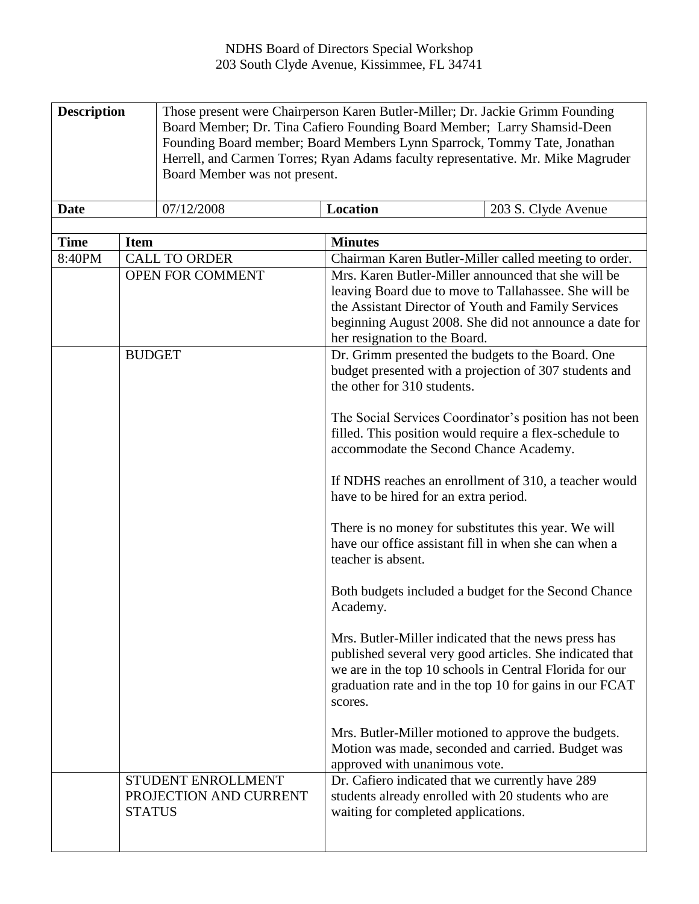NDHS Board of Directors Special Workshop
203 South Clyde Avenue, Kissimmee, FL 34741

| **Description** | Those present were Chairperson Karen Butler-Miller; Dr. Jackie Grimm Founding Board Member; Dr. Tina Cafiero Founding Board Member; Larry Shamsid-Deen Founding Board member; Board Members Lynn Sparrock, Tommy Tate, Jonathan Herrell, and Carmen Torres; Ryan Adams faculty representative. Mr. Mike Magruder Board Member was not present. | | |
|---|---|---|---|
| **Date** | 07/12/2008 | **Location** | 203 S. Clyde Avenue |

| **Time** | **Item** | **Minutes** |
|---|---|---|
| 8:40PM | CALL TO ORDER | Chairman Karen Butler-Miller called meeting to order. |
| | OPEN FOR COMMENT | Mrs. Karen Butler-Miller announced that she will be leaving Board due to move to Tallahassee. She will be the Assistant Director of Youth and Family Services beginning August 2008. She did not announce a date for her resignation to the Board. |
| | BUDGET | Dr. Grimm presented the budgets to the Board. One budget presented with a projection of 307 students and the other for 310 students.<br><br>The Social Services Coordinator's position has not been filled. This position would require a flex-schedule to accommodate the Second Chance Academy.<br><br>If NDHS reaches an enrollment of 310, a teacher would have to be hired for an extra period.<br><br>There is no money for substitutes this year. We will have our office assistant fill in when she can when a teacher is absent.<br><br>Both budgets included a budget for the Second Chance Academy.<br><br>Mrs. Butler-Miller indicated that the news press has published several very good articles. She indicated that we are in the top 10 schools in Central Florida for our graduation rate and in the top 10 for gains in our FCAT scores.<br><br>Mrs. Butler-Miller motioned to approve the budgets. Motion was made, seconded and carried. Budget was approved with unanimous vote. |
| | STUDENT ENROLLMENT PROJECTION AND CURRENT STATUS | Dr. Cafiero indicated that we currently have 289 students already enrolled with 20 students who are waiting for completed applications. |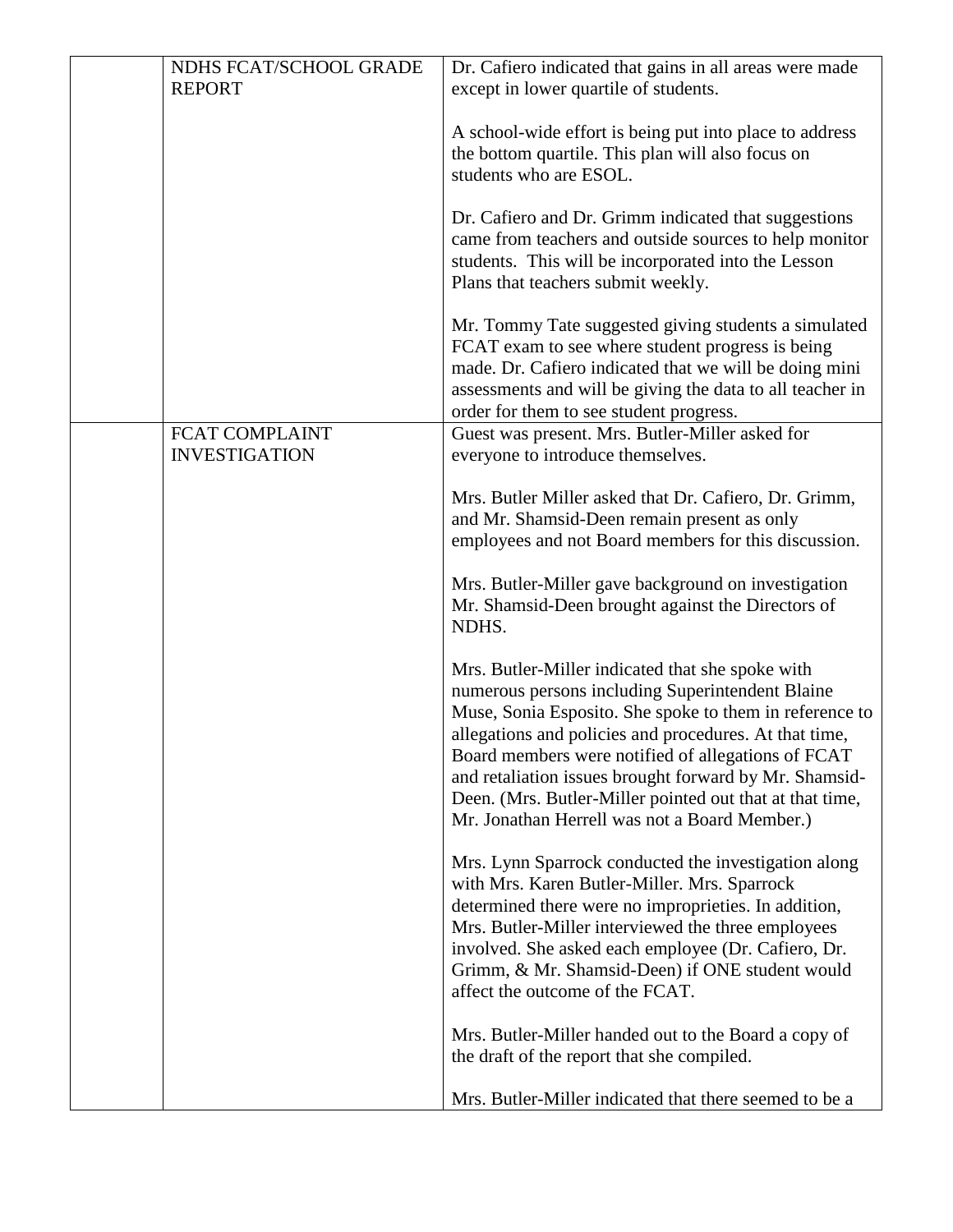| | | |
|---|---|---|
| | NDHS FCAT/SCHOOL GRADE REPORT | Dr. Cafiero indicated that gains in all areas were made except in lower quartile of students.<br><br>A school-wide effort is being put into place to address the bottom quartile. This plan will also focus on students who are ESOL.<br><br>Dr. Cafiero and Dr. Grimm indicated that suggestions came from teachers and outside sources to help monitor students. This will be incorporated into the Lesson Plans that teachers submit weekly.<br><br>Mr. Tommy Tate suggested giving students a simulated FCAT exam to see where student progress is being made. Dr. Cafiero indicated that we will be doing mini assessments and will be giving the data to all teacher in order for them to see student progress. |
| | FCAT COMPLAINT INVESTIGATION | Guest was present. Mrs. Butler-Miller asked for everyone to introduce themselves.<br><br>Mrs. Butler Miller asked that Dr. Cafiero, Dr. Grimm, and Mr. Shamsid-Deen remain present as only employees and not Board members for this discussion.<br><br>Mrs. Butler-Miller gave background on investigation Mr. Shamsid-Deen brought against the Directors of NDHS.<br><br>Mrs. Butler-Miller indicated that she spoke with numerous persons including Superintendent Blaine Muse, Sonia Esposito. She spoke to them in reference to allegations and policies and procedures. At that time, Board members were notified of allegations of FCAT and retaliation issues brought forward by Mr. Shamsid-Deen. (Mrs. Butler-Miller pointed out that at that time, Mr. Jonathan Herrell was not a Board Member.)<br><br>Mrs. Lynn Sparrock conducted the investigation along with Mrs. Karen Butler-Miller. Mrs. Sparrock determined there were no improprieties. In addition, Mrs. Butler-Miller interviewed the three employees involved. She asked each employee (Dr. Cafiero, Dr. Grimm, & Mr. Shamsid-Deen) if ONE student would affect the outcome of the FCAT.<br><br>Mrs. Butler-Miller handed out to the Board a copy of the draft of the report that she compiled.<br><br>Mrs. Butler-Miller indicated that there seemed to be a |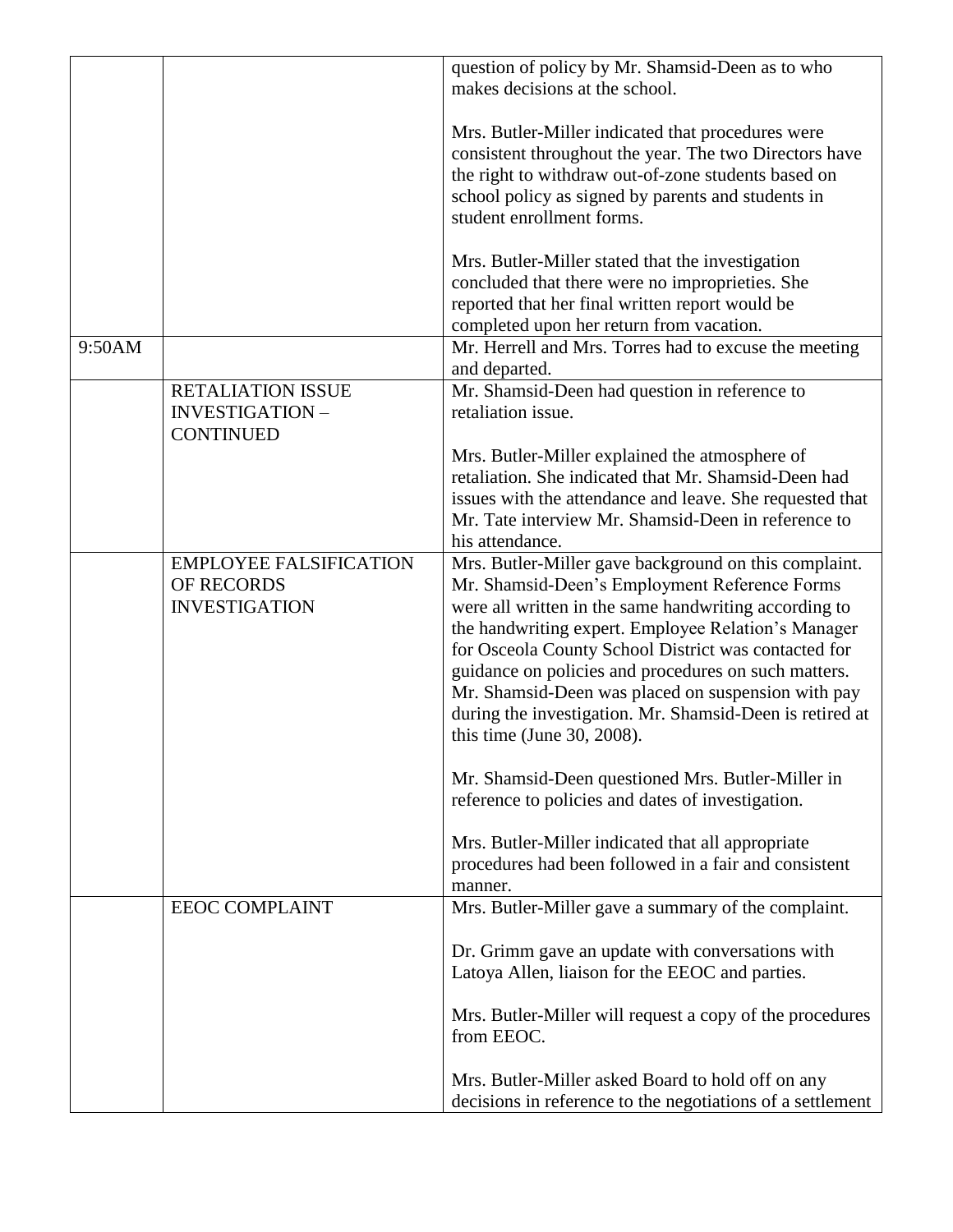| | | |
|---|---|---|
| | | question of policy by Mr. Shamsid-Deen as to who makes decisions at the school.<br><br>Mrs. Butler-Miller indicated that procedures were consistent throughout the year. The two Directors have the right to withdraw out-of-zone students based on school policy as signed by parents and students in student enrollment forms.<br><br>Mrs. Butler-Miller stated that the investigation concluded that there were no improprieties. She reported that her final written report would be completed upon her return from vacation. |
| 9:50AM | | Mr. Herrell and Mrs. Torres had to excuse the meeting and departed. |
| | RETALIATION ISSUE INVESTIGATION – CONTINUED | Mr. Shamsid-Deen had question in reference to retaliation issue.<br><br>Mrs. Butler-Miller explained the atmosphere of retaliation. She indicated that Mr. Shamsid-Deen had issues with the attendance and leave. She requested that Mr. Tate interview Mr. Shamsid-Deen in reference to his attendance. |
| | EMPLOYEE FALSIFICATION OF RECORDS INVESTIGATION | Mrs. Butler-Miller gave background on this complaint. Mr. Shamsid-Deen's Employment Reference Forms were all written in the same handwriting according to the handwriting expert. Employee Relation's Manager for Osceola County School District was contacted for guidance on policies and procedures on such matters. Mr. Shamsid-Deen was placed on suspension with pay during the investigation. Mr. Shamsid-Deen is retired at this time (June 30, 2008).<br><br>Mr. Shamsid-Deen questioned Mrs. Butler-Miller in reference to policies and dates of investigation.<br><br>Mrs. Butler-Miller indicated that all appropriate procedures had been followed in a fair and consistent manner. |
| | EEOC COMPLAINT | Mrs. Butler-Miller gave a summary of the complaint.<br><br>Dr. Grimm gave an update with conversations with Latoya Allen, liaison for the EEOC and parties.<br><br>Mrs. Butler-Miller will request a copy of the procedures from EEOC.<br><br>Mrs. Butler-Miller asked Board to hold off on any decisions in reference to the negotiations of a settlement |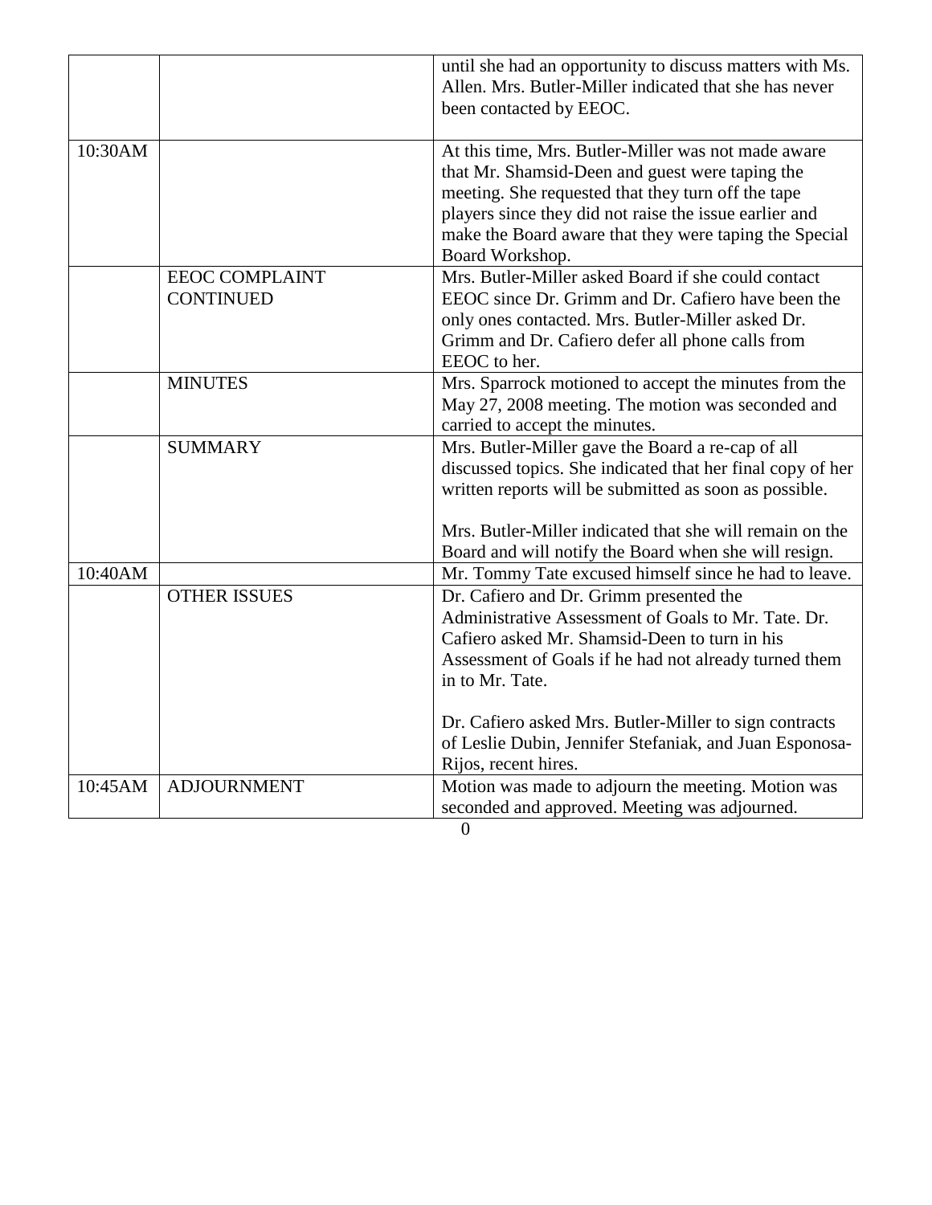| | | |
|---|---|---|
| | | until she had an opportunity to discuss matters with Ms. Allen. Mrs. Butler-Miller indicated that she has never been contacted by EEOC. |
| 10:30AM | | At this time, Mrs. Butler-Miller was not made aware that Mr. Shamsid-Deen and guest were taping the meeting. She requested that they turn off the tape players since they did not raise the issue earlier and make the Board aware that they were taping the Special Board Workshop. |
| | EEOC COMPLAINT CONTINUED | Mrs. Butler-Miller asked Board if she could contact EEOC since Dr. Grimm and Dr. Cafiero have been the only ones contacted. Mrs. Butler-Miller asked Dr. Grimm and Dr. Cafiero defer all phone calls from EEOC to her. |
| | MINUTES | Mrs. Sparrock motioned to accept the minutes from the May 27, 2008 meeting. The motion was seconded and carried to accept the minutes. |
| | SUMMARY | Mrs. Butler-Miller gave the Board a re-cap of all discussed topics. She indicated that her final copy of her written reports will be submitted as soon as possible.<br><br>Mrs. Butler-Miller indicated that she will remain on the Board and will notify the Board when she will resign. |
| 10:40AM | | Mr. Tommy Tate excused himself since he had to leave. |
| | OTHER ISSUES | Dr. Cafiero and Dr. Grimm presented the Administrative Assessment of Goals to Mr. Tate. Dr. Cafiero asked Mr. Shamsid-Deen to turn in his Assessment of Goals if he had not already turned them in to Mr. Tate.<br><br>Dr. Cafiero asked Mrs. Butler-Miller to sign contracts of Leslie Dubin, Jennifer Stefaniak, and Juan Esponosa-Rijos, recent hires. |
| 10:45AM | ADJOURNMENT | Motion was made to adjourn the meeting. Motion was seconded and approved. Meeting was adjourned. |